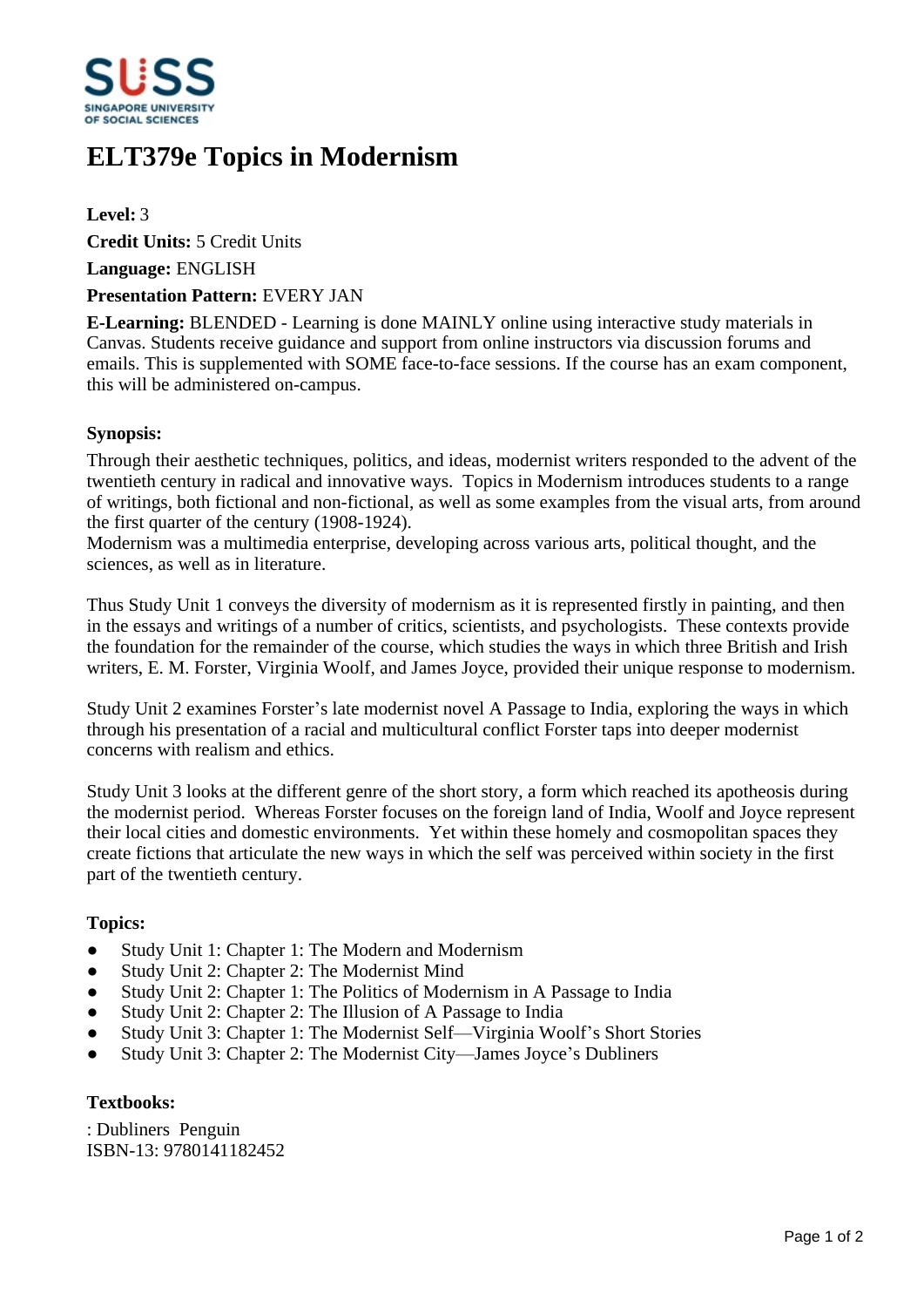# ELT379e Topics in Modernism

**Level:** 3

**Credit Units:** 5 Credit Units

**Language:** ENGLISH

**Presentation Pattern:** EVERY JAN

**E-Learning:** BLENDED - Learning is done MAINLY online using interactive study materials in Canvas. Students receive guidance and support from online instructors via discussion forums and emails. This is supplemented with SOME face-to-face sessions. If the course has an exam component, this will be administered on-campus.

**Synopsis:**

Through their aesthetic techniques, politics, and ideas, modernist writers responded to the advent of the twentieth century in radical and innovative ways. Topics in Modernism introduces students to a range of writings, both fictional and non-fictional, as well as some examples from the visual arts, from around the first quarter of the century (1908-1924).
Modernism was a multimedia enterprise, developing across various arts, political thought, and the sciences, as well as in literature.

Thus Study Unit 1 conveys the diversity of modernism as it is represented firstly in painting, and then in the essays and writings of a number of critics, scientists, and psychologists. These contexts provide the foundation for the remainder of the course, which studies the ways in which three British and Irish writers, E. M. Forster, Virginia Woolf, and James Joyce, provided their unique response to modernism.

Study Unit 2 examines Forster's late modernist novel A Passage to India, exploring the ways in which through his presentation of a racial and multicultural conflict Forster taps into deeper modernist concerns with realism and ethics.

Study Unit 3 looks at the different genre of the short story, a form which reached its apotheosis during the modernist period. Whereas Forster focuses on the foreign land of India, Woolf and Joyce represent their local cities and domestic environments. Yet within these homely and cosmopolitan spaces they create fictions that articulate the new ways in which the self was perceived within society in the first part of the twentieth century.

**Topics:**

- Study Unit 1: Chapter 1: The Modern and Modernism
- Study Unit 2: Chapter 2: The Modernist Mind
- Study Unit 2: Chapter 1: The Politics of Modernism in A Passage to India
- Study Unit 2: Chapter 2: The Illusion of A Passage to India
- Study Unit 3: Chapter 1: The Modernist Self—Virginia Woolf's Short Stories
- Study Unit 3: Chapter 2: The Modernist City—James Joyce's Dubliners

**Textbooks:**

: Dubliners Penguin
ISBN-13: 9780141182452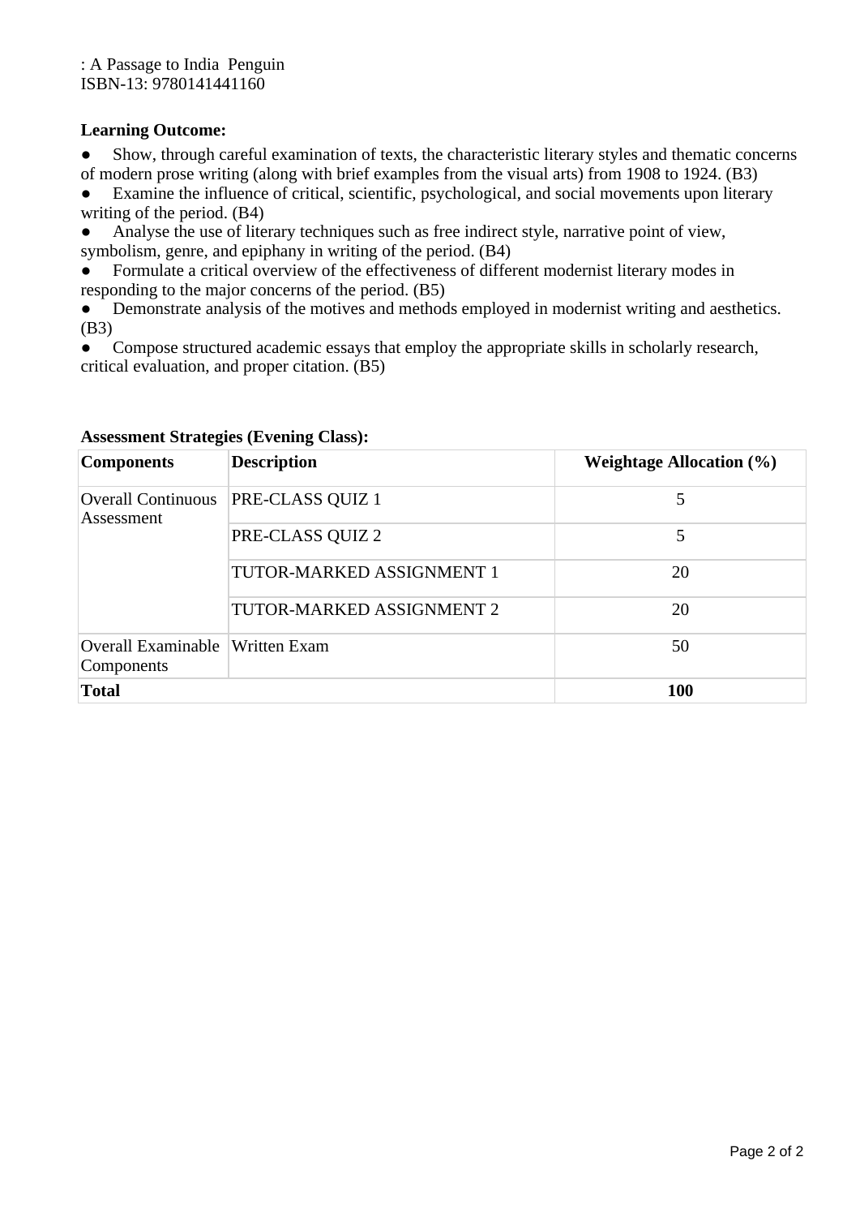: A Passage to India  Penguin
ISBN-13: 9780141441160

**Learning Outcome:**

- Show, through careful examination of texts, the characteristic literary styles and thematic concerns of modern prose writing (along with brief examples from the visual arts) from 1908 to 1924. (B3)
- Examine the influence of critical, scientific, psychological, and social movements upon literary writing of the period. (B4)
- Analyse the use of literary techniques such as free indirect style, narrative point of view, symbolism, genre, and epiphany in writing of the period. (B4)
- Formulate a critical overview of the effectiveness of different modernist literary modes in responding to the major concerns of the period. (B5)
- Demonstrate analysis of the motives and methods employed in modernist writing and aesthetics. (B3)
- Compose structured academic essays that employ the appropriate skills in scholarly research, critical evaluation, and proper citation. (B5)

**Assessment Strategies (Evening Class):**

| **Components** | **Description** | **Weightage Allocation (%)** |
|---|---|---|
| Overall Continuous Assessment | PRE-CLASS QUIZ 1 | 5 |
| | PRE-CLASS QUIZ 2 | 5 |
| | TUTOR-MARKED ASSIGNMENT 1 | 20 |
| | TUTOR-MARKED ASSIGNMENT 2 | 20 |
| Overall Examinable Components | Written Exam | 50 |
| **Total** | | **100** |